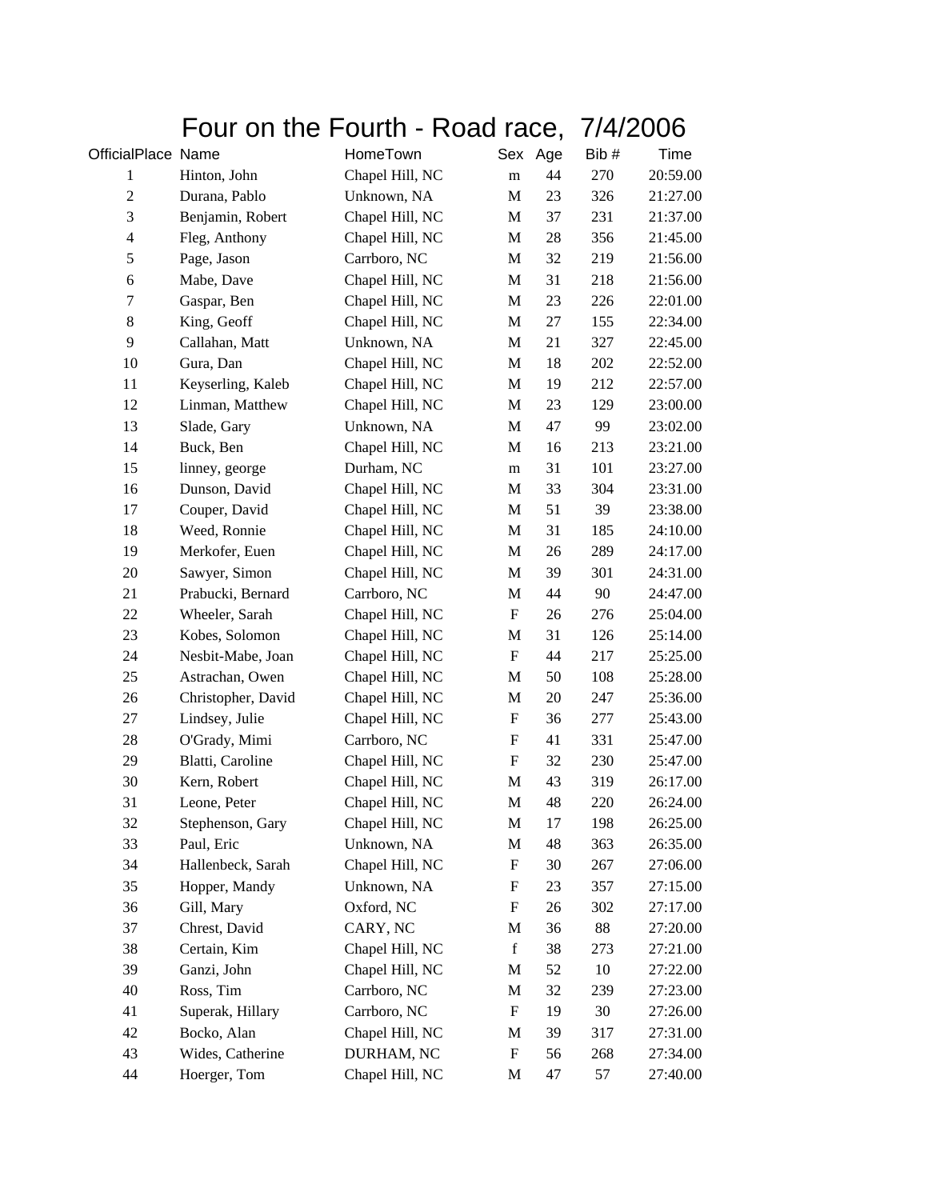# Four on the Fourth - Road race, 7/4/2006

| OfficialPlace | Name | HomeTown | Sex | Age | Bib # | Time |
|---|---|---|---|---|---|---|
| 1 | Hinton, John | Chapel Hill, NC | m | 44 | 270 | 20:59.00 |
| 2 | Durana, Pablo | Unknown, NA | M | 23 | 326 | 21:27.00 |
| 3 | Benjamin, Robert | Chapel Hill, NC | M | 37 | 231 | 21:37.00 |
| 4 | Fleg, Anthony | Chapel Hill, NC | M | 28 | 356 | 21:45.00 |
| 5 | Page, Jason | Carrboro, NC | M | 32 | 219 | 21:56.00 |
| 6 | Mabe, Dave | Chapel Hill, NC | M | 31 | 218 | 21:56.00 |
| 7 | Gaspar, Ben | Chapel Hill, NC | M | 23 | 226 | 22:01.00 |
| 8 | King, Geoff | Chapel Hill, NC | M | 27 | 155 | 22:34.00 |
| 9 | Callahan, Matt | Unknown, NA | M | 21 | 327 | 22:45.00 |
| 10 | Gura, Dan | Chapel Hill, NC | M | 18 | 202 | 22:52.00 |
| 11 | Keyserling, Kaleb | Chapel Hill, NC | M | 19 | 212 | 22:57.00 |
| 12 | Linman, Matthew | Chapel Hill, NC | M | 23 | 129 | 23:00.00 |
| 13 | Slade, Gary | Unknown, NA | M | 47 | 99 | 23:02.00 |
| 14 | Buck, Ben | Chapel Hill, NC | M | 16 | 213 | 23:21.00 |
| 15 | linney, george | Durham, NC | m | 31 | 101 | 23:27.00 |
| 16 | Dunson, David | Chapel Hill, NC | M | 33 | 304 | 23:31.00 |
| 17 | Couper, David | Chapel Hill, NC | M | 51 | 39 | 23:38.00 |
| 18 | Weed, Ronnie | Chapel Hill, NC | M | 31 | 185 | 24:10.00 |
| 19 | Merkofer, Euen | Chapel Hill, NC | M | 26 | 289 | 24:17.00 |
| 20 | Sawyer, Simon | Chapel Hill, NC | M | 39 | 301 | 24:31.00 |
| 21 | Prabucki, Bernard | Carrboro, NC | M | 44 | 90 | 24:47.00 |
| 22 | Wheeler, Sarah | Chapel Hill, NC | F | 26 | 276 | 25:04.00 |
| 23 | Kobes, Solomon | Chapel Hill, NC | M | 31 | 126 | 25:14.00 |
| 24 | Nesbit-Mabe, Joan | Chapel Hill, NC | F | 44 | 217 | 25:25.00 |
| 25 | Astrachan, Owen | Chapel Hill, NC | M | 50 | 108 | 25:28.00 |
| 26 | Christopher, David | Chapel Hill, NC | M | 20 | 247 | 25:36.00 |
| 27 | Lindsey, Julie | Chapel Hill, NC | F | 36 | 277 | 25:43.00 |
| 28 | O'Grady, Mimi | Carrboro, NC | F | 41 | 331 | 25:47.00 |
| 29 | Blatti, Caroline | Chapel Hill, NC | F | 32 | 230 | 25:47.00 |
| 30 | Kern, Robert | Chapel Hill, NC | M | 43 | 319 | 26:17.00 |
| 31 | Leone, Peter | Chapel Hill, NC | M | 48 | 220 | 26:24.00 |
| 32 | Stephenson, Gary | Chapel Hill, NC | M | 17 | 198 | 26:25.00 |
| 33 | Paul, Eric | Unknown, NA | M | 48 | 363 | 26:35.00 |
| 34 | Hallenbeck, Sarah | Chapel Hill, NC | F | 30 | 267 | 27:06.00 |
| 35 | Hopper, Mandy | Unknown, NA | F | 23 | 357 | 27:15.00 |
| 36 | Gill, Mary | Oxford, NC | F | 26 | 302 | 27:17.00 |
| 37 | Chrest, David | CARY, NC | M | 36 | 88 | 27:20.00 |
| 38 | Certain, Kim | Chapel Hill, NC | f | 38 | 273 | 27:21.00 |
| 39 | Ganzi, John | Chapel Hill, NC | M | 52 | 10 | 27:22.00 |
| 40 | Ross, Tim | Carrboro, NC | M | 32 | 239 | 27:23.00 |
| 41 | Superak, Hillary | Carrboro, NC | F | 19 | 30 | 27:26.00 |
| 42 | Bocko, Alan | Chapel Hill, NC | M | 39 | 317 | 27:31.00 |
| 43 | Wides, Catherine | DURHAM, NC | F | 56 | 268 | 27:34.00 |
| 44 | Hoerger, Tom | Chapel Hill, NC | M | 47 | 57 | 27:40.00 |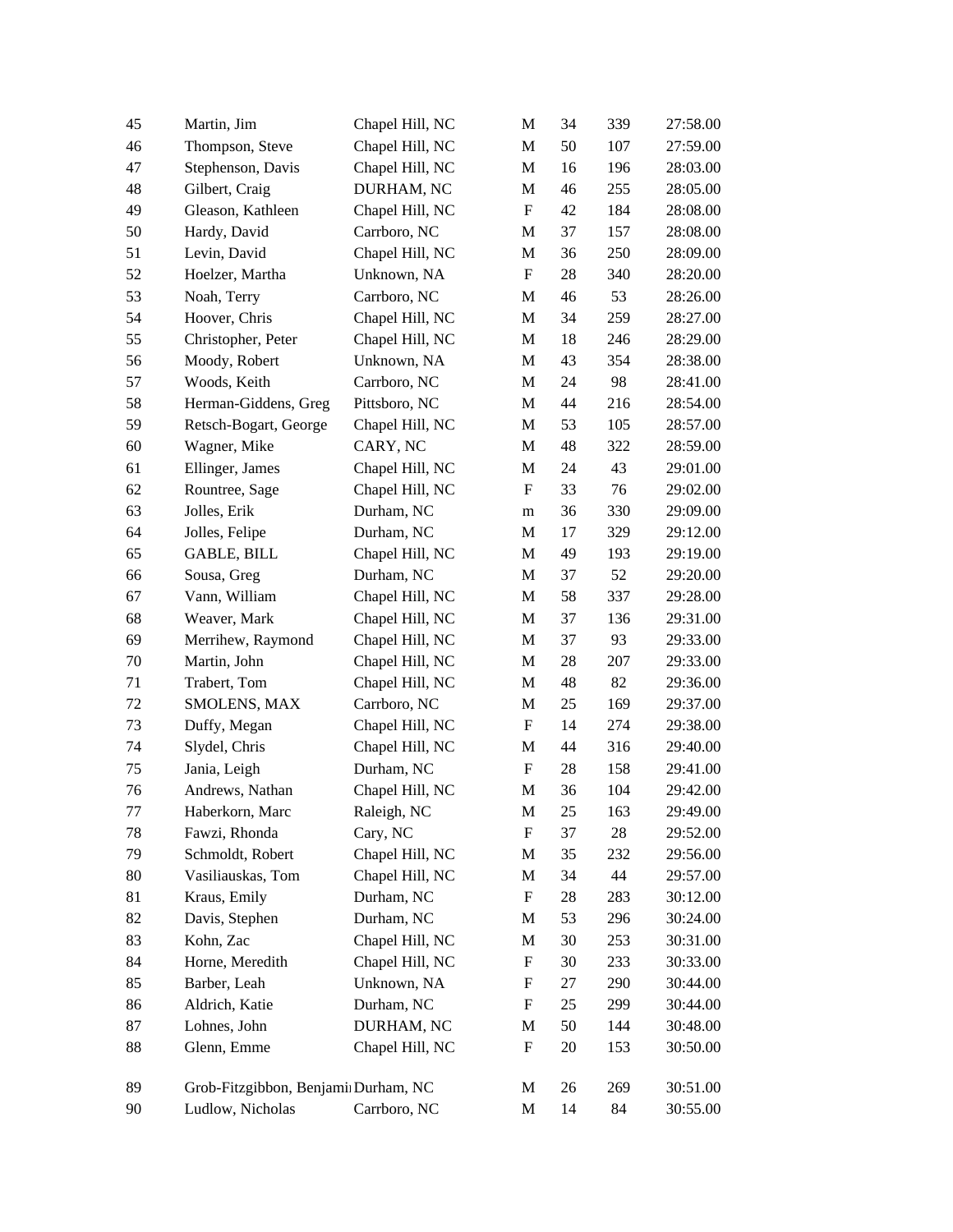| | | | | | | |
|---|---|---|---|---|---|---|
| 45 | Martin, Jim | Chapel Hill, NC | M | 34 | 339 | 27:58.00 |
| 46 | Thompson, Steve | Chapel Hill, NC | M | 50 | 107 | 27:59.00 |
| 47 | Stephenson, Davis | Chapel Hill, NC | M | 16 | 196 | 28:03.00 |
| 48 | Gilbert, Craig | DURHAM, NC | M | 46 | 255 | 28:05.00 |
| 49 | Gleason, Kathleen | Chapel Hill, NC | F | 42 | 184 | 28:08.00 |
| 50 | Hardy, David | Carrboro, NC | M | 37 | 157 | 28:08.00 |
| 51 | Levin, David | Chapel Hill, NC | M | 36 | 250 | 28:09.00 |
| 52 | Hoelzer, Martha | Unknown, NA | F | 28 | 340 | 28:20.00 |
| 53 | Noah, Terry | Carrboro, NC | M | 46 | 53 | 28:26.00 |
| 54 | Hoover, Chris | Chapel Hill, NC | M | 34 | 259 | 28:27.00 |
| 55 | Christopher, Peter | Chapel Hill, NC | M | 18 | 246 | 28:29.00 |
| 56 | Moody, Robert | Unknown, NA | M | 43 | 354 | 28:38.00 |
| 57 | Woods, Keith | Carrboro, NC | M | 24 | 98 | 28:41.00 |
| 58 | Herman-Giddens, Greg | Pittsboro, NC | M | 44 | 216 | 28:54.00 |
| 59 | Retsch-Bogart, George | Chapel Hill, NC | M | 53 | 105 | 28:57.00 |
| 60 | Wagner, Mike | CARY, NC | M | 48 | 322 | 28:59.00 |
| 61 | Ellinger, James | Chapel Hill, NC | M | 24 | 43 | 29:01.00 |
| 62 | Rountree, Sage | Chapel Hill, NC | F | 33 | 76 | 29:02.00 |
| 63 | Jolles, Erik | Durham, NC | m | 36 | 330 | 29:09.00 |
| 64 | Jolles, Felipe | Durham, NC | M | 17 | 329 | 29:12.00 |
| 65 | GABLE, BILL | Chapel Hill, NC | M | 49 | 193 | 29:19.00 |
| 66 | Sousa, Greg | Durham, NC | M | 37 | 52 | 29:20.00 |
| 67 | Vann, William | Chapel Hill, NC | M | 58 | 337 | 29:28.00 |
| 68 | Weaver, Mark | Chapel Hill, NC | M | 37 | 136 | 29:31.00 |
| 69 | Merrihew, Raymond | Chapel Hill, NC | M | 37 | 93 | 29:33.00 |
| 70 | Martin, John | Chapel Hill, NC | M | 28 | 207 | 29:33.00 |
| 71 | Trabert, Tom | Chapel Hill, NC | M | 48 | 82 | 29:36.00 |
| 72 | SMOLENS, MAX | Carrboro, NC | M | 25 | 169 | 29:37.00 |
| 73 | Duffy, Megan | Chapel Hill, NC | F | 14 | 274 | 29:38.00 |
| 74 | Slydel, Chris | Chapel Hill, NC | M | 44 | 316 | 29:40.00 |
| 75 | Jania, Leigh | Durham, NC | F | 28 | 158 | 29:41.00 |
| 76 | Andrews, Nathan | Chapel Hill, NC | M | 36 | 104 | 29:42.00 |
| 77 | Haberkorn, Marc | Raleigh, NC | M | 25 | 163 | 29:49.00 |
| 78 | Fawzi, Rhonda | Cary, NC | F | 37 | 28 | 29:52.00 |
| 79 | Schmoldt, Robert | Chapel Hill, NC | M | 35 | 232 | 29:56.00 |
| 80 | Vasiliauskas, Tom | Chapel Hill, NC | M | 34 | 44 | 29:57.00 |
| 81 | Kraus, Emily | Durham, NC | F | 28 | 283 | 30:12.00 |
| 82 | Davis, Stephen | Durham, NC | M | 53 | 296 | 30:24.00 |
| 83 | Kohn, Zac | Chapel Hill, NC | M | 30 | 253 | 30:31.00 |
| 84 | Horne, Meredith | Chapel Hill, NC | F | 30 | 233 | 30:33.00 |
| 85 | Barber, Leah | Unknown, NA | F | 27 | 290 | 30:44.00 |
| 86 | Aldrich, Katie | Durham, NC | F | 25 | 299 | 30:44.00 |
| 87 | Lohnes, John | DURHAM, NC | M | 50 | 144 | 30:48.00 |
| 88 | Glenn, Emme | Chapel Hill, NC | F | 20 | 153 | 30:50.00 |
| 89 | Grob-Fitzgibbon, Benjami | Durham, NC | M | 26 | 269 | 30:51.00 |
| 90 | Ludlow, Nicholas | Carrboro, NC | M | 14 | 84 | 30:55.00 |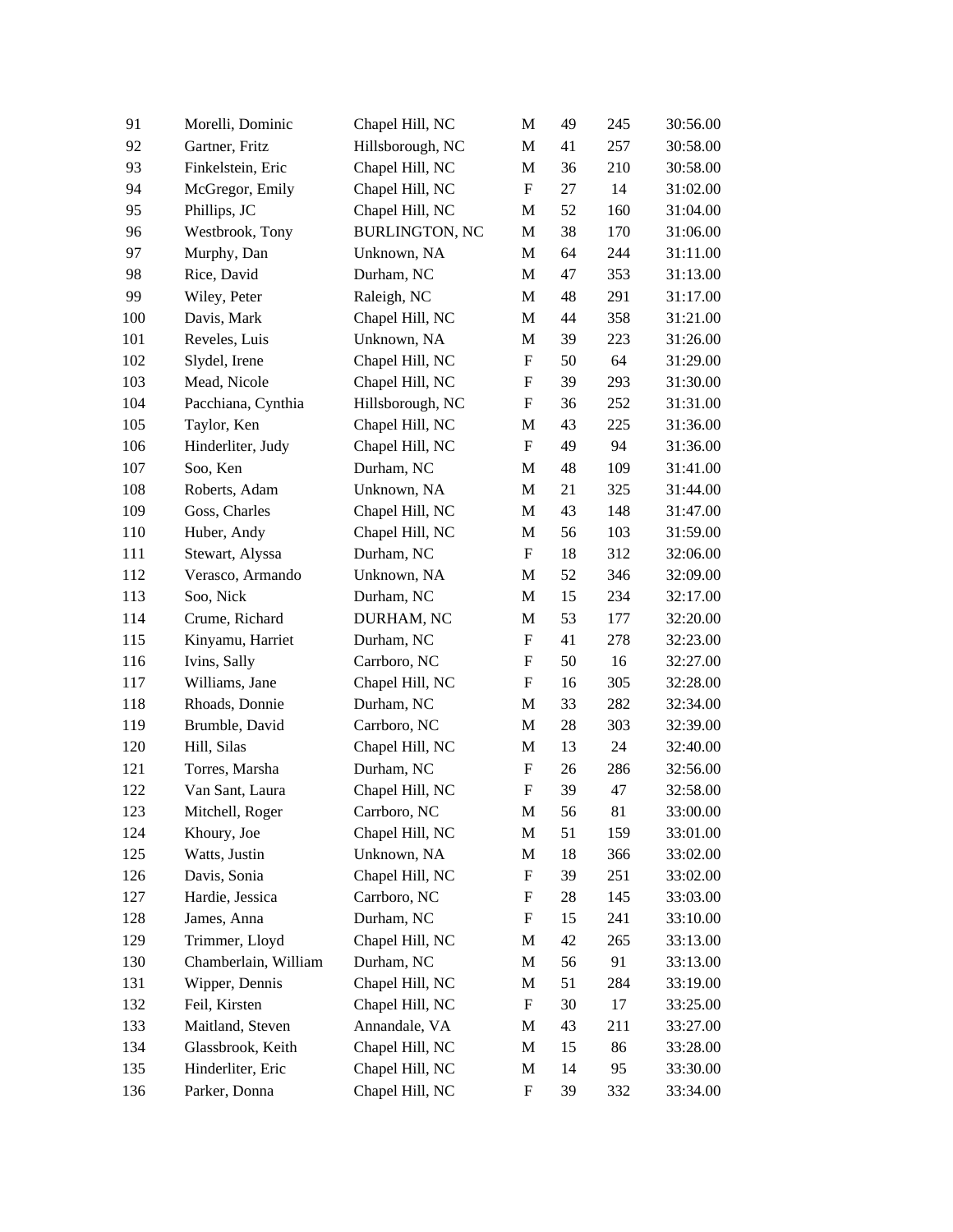| | | | | | | |
|---|---|---|---|---|---|---|
| 91 | Morelli, Dominic | Chapel Hill, NC | M | 49 | 245 | 30:56.00 |
| 92 | Gartner, Fritz | Hillsborough, NC | M | 41 | 257 | 30:58.00 |
| 93 | Finkelstein, Eric | Chapel Hill, NC | M | 36 | 210 | 30:58.00 |
| 94 | McGregor, Emily | Chapel Hill, NC | F | 27 | 14 | 31:02.00 |
| 95 | Phillips, JC | Chapel Hill, NC | M | 52 | 160 | 31:04.00 |
| 96 | Westbrook, Tony | BURLINGTON, NC | M | 38 | 170 | 31:06.00 |
| 97 | Murphy, Dan | Unknown, NA | M | 64 | 244 | 31:11.00 |
| 98 | Rice, David | Durham, NC | M | 47 | 353 | 31:13.00 |
| 99 | Wiley, Peter | Raleigh, NC | M | 48 | 291 | 31:17.00 |
| 100 | Davis, Mark | Chapel Hill, NC | M | 44 | 358 | 31:21.00 |
| 101 | Reveles, Luis | Unknown, NA | M | 39 | 223 | 31:26.00 |
| 102 | Slydel, Irene | Chapel Hill, NC | F | 50 | 64 | 31:29.00 |
| 103 | Mead, Nicole | Chapel Hill, NC | F | 39 | 293 | 31:30.00 |
| 104 | Pacchiana, Cynthia | Hillsborough, NC | F | 36 | 252 | 31:31.00 |
| 105 | Taylor, Ken | Chapel Hill, NC | M | 43 | 225 | 31:36.00 |
| 106 | Hinderliter, Judy | Chapel Hill, NC | F | 49 | 94 | 31:36.00 |
| 107 | Soo, Ken | Durham, NC | M | 48 | 109 | 31:41.00 |
| 108 | Roberts, Adam | Unknown, NA | M | 21 | 325 | 31:44.00 |
| 109 | Goss, Charles | Chapel Hill, NC | M | 43 | 148 | 31:47.00 |
| 110 | Huber, Andy | Chapel Hill, NC | M | 56 | 103 | 31:59.00 |
| 111 | Stewart, Alyssa | Durham, NC | F | 18 | 312 | 32:06.00 |
| 112 | Verasco, Armando | Unknown, NA | M | 52 | 346 | 32:09.00 |
| 113 | Soo, Nick | Durham, NC | M | 15 | 234 | 32:17.00 |
| 114 | Crume, Richard | DURHAM, NC | M | 53 | 177 | 32:20.00 |
| 115 | Kinyamu, Harriet | Durham, NC | F | 41 | 278 | 32:23.00 |
| 116 | Ivins, Sally | Carrboro, NC | F | 50 | 16 | 32:27.00 |
| 117 | Williams, Jane | Chapel Hill, NC | F | 16 | 305 | 32:28.00 |
| 118 | Rhoads, Donnie | Durham, NC | M | 33 | 282 | 32:34.00 |
| 119 | Brumble, David | Carrboro, NC | M | 28 | 303 | 32:39.00 |
| 120 | Hill, Silas | Chapel Hill, NC | M | 13 | 24 | 32:40.00 |
| 121 | Torres, Marsha | Durham, NC | F | 26 | 286 | 32:56.00 |
| 122 | Van Sant, Laura | Chapel Hill, NC | F | 39 | 47 | 32:58.00 |
| 123 | Mitchell, Roger | Carrboro, NC | M | 56 | 81 | 33:00.00 |
| 124 | Khoury, Joe | Chapel Hill, NC | M | 51 | 159 | 33:01.00 |
| 125 | Watts, Justin | Unknown, NA | M | 18 | 366 | 33:02.00 |
| 126 | Davis, Sonia | Chapel Hill, NC | F | 39 | 251 | 33:02.00 |
| 127 | Hardie, Jessica | Carrboro, NC | F | 28 | 145 | 33:03.00 |
| 128 | James, Anna | Durham, NC | F | 15 | 241 | 33:10.00 |
| 129 | Trimmer, Lloyd | Chapel Hill, NC | M | 42 | 265 | 33:13.00 |
| 130 | Chamberlain, William | Durham, NC | M | 56 | 91 | 33:13.00 |
| 131 | Wipper, Dennis | Chapel Hill, NC | M | 51 | 284 | 33:19.00 |
| 132 | Feil, Kirsten | Chapel Hill, NC | F | 30 | 17 | 33:25.00 |
| 133 | Maitland, Steven | Annandale, VA | M | 43 | 211 | 33:27.00 |
| 134 | Glassbrook, Keith | Chapel Hill, NC | M | 15 | 86 | 33:28.00 |
| 135 | Hinderliter, Eric | Chapel Hill, NC | M | 14 | 95 | 33:30.00 |
| 136 | Parker, Donna | Chapel Hill, NC | F | 39 | 332 | 33:34.00 |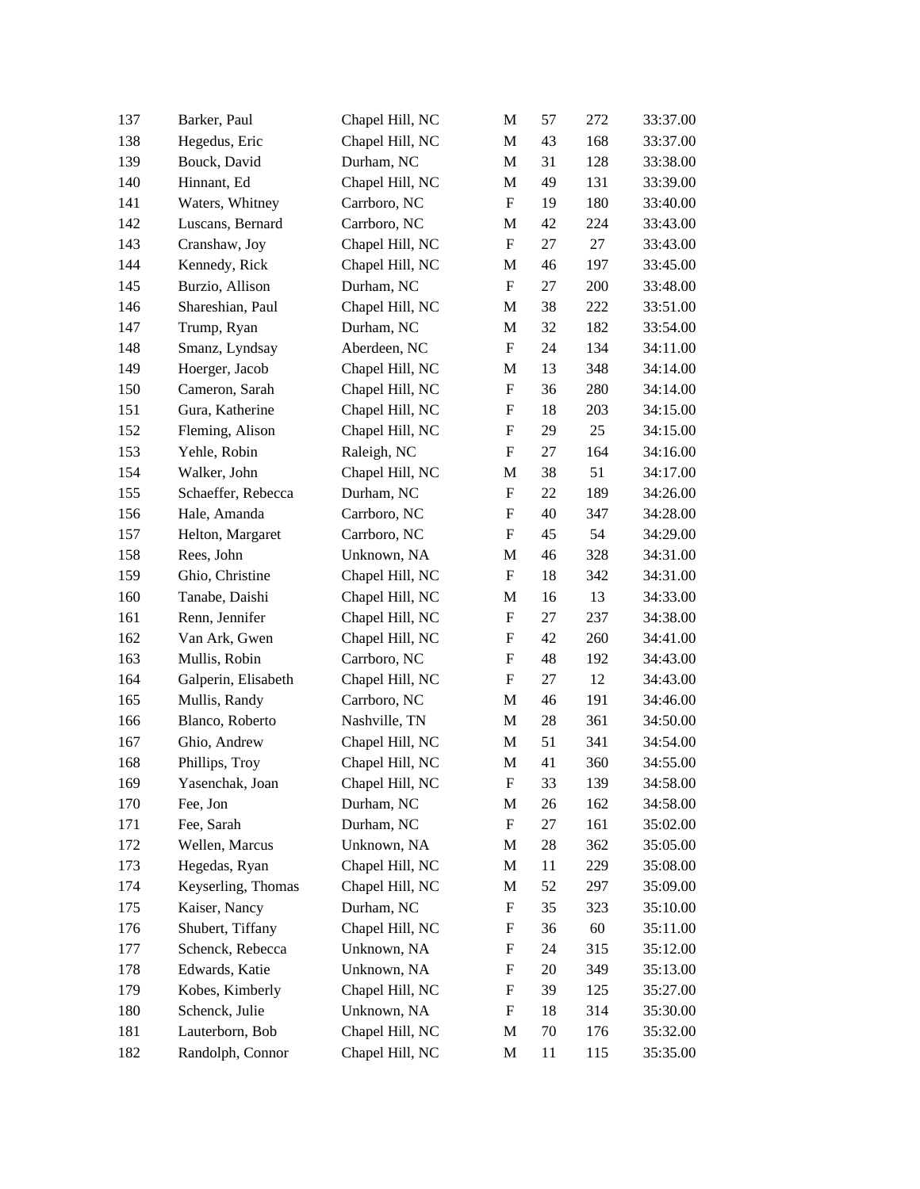| | | | | | | |
|---|---|---|---|---|---|---|
| 137 | Barker, Paul | Chapel Hill, NC | M | 57 | 272 | 33:37.00 |
| 138 | Hegedus, Eric | Chapel Hill, NC | M | 43 | 168 | 33:37.00 |
| 139 | Bouck, David | Durham, NC | M | 31 | 128 | 33:38.00 |
| 140 | Hinnant, Ed | Chapel Hill, NC | M | 49 | 131 | 33:39.00 |
| 141 | Waters, Whitney | Carrboro, NC | F | 19 | 180 | 33:40.00 |
| 142 | Luscans, Bernard | Carrboro, NC | M | 42 | 224 | 33:43.00 |
| 143 | Cranshaw, Joy | Chapel Hill, NC | F | 27 | 27 | 33:43.00 |
| 144 | Kennedy, Rick | Chapel Hill, NC | M | 46 | 197 | 33:45.00 |
| 145 | Burzio, Allison | Durham, NC | F | 27 | 200 | 33:48.00 |
| 146 | Shareshian, Paul | Chapel Hill, NC | M | 38 | 222 | 33:51.00 |
| 147 | Trump, Ryan | Durham, NC | M | 32 | 182 | 33:54.00 |
| 148 | Smanz, Lyndsay | Aberdeen, NC | F | 24 | 134 | 34:11.00 |
| 149 | Hoerger, Jacob | Chapel Hill, NC | M | 13 | 348 | 34:14.00 |
| 150 | Cameron, Sarah | Chapel Hill, NC | F | 36 | 280 | 34:14.00 |
| 151 | Gura, Katherine | Chapel Hill, NC | F | 18 | 203 | 34:15.00 |
| 152 | Fleming, Alison | Chapel Hill, NC | F | 29 | 25 | 34:15.00 |
| 153 | Yehle, Robin | Raleigh, NC | F | 27 | 164 | 34:16.00 |
| 154 | Walker, John | Chapel Hill, NC | M | 38 | 51 | 34:17.00 |
| 155 | Schaeffer, Rebecca | Durham, NC | F | 22 | 189 | 34:26.00 |
| 156 | Hale, Amanda | Carrboro, NC | F | 40 | 347 | 34:28.00 |
| 157 | Helton, Margaret | Carrboro, NC | F | 45 | 54 | 34:29.00 |
| 158 | Rees, John | Unknown, NA | M | 46 | 328 | 34:31.00 |
| 159 | Ghio, Christine | Chapel Hill, NC | F | 18 | 342 | 34:31.00 |
| 160 | Tanabe, Daishi | Chapel Hill, NC | M | 16 | 13 | 34:33.00 |
| 161 | Renn, Jennifer | Chapel Hill, NC | F | 27 | 237 | 34:38.00 |
| 162 | Van Ark, Gwen | Chapel Hill, NC | F | 42 | 260 | 34:41.00 |
| 163 | Mullis, Robin | Carrboro, NC | F | 48 | 192 | 34:43.00 |
| 164 | Galperin, Elisabeth | Chapel Hill, NC | F | 27 | 12 | 34:43.00 |
| 165 | Mullis, Randy | Carrboro, NC | M | 46 | 191 | 34:46.00 |
| 166 | Blanco, Roberto | Nashville, TN | M | 28 | 361 | 34:50.00 |
| 167 | Ghio, Andrew | Chapel Hill, NC | M | 51 | 341 | 34:54.00 |
| 168 | Phillips, Troy | Chapel Hill, NC | M | 41 | 360 | 34:55.00 |
| 169 | Yasenchak, Joan | Chapel Hill, NC | F | 33 | 139 | 34:58.00 |
| 170 | Fee, Jon | Durham, NC | M | 26 | 162 | 34:58.00 |
| 171 | Fee, Sarah | Durham, NC | F | 27 | 161 | 35:02.00 |
| 172 | Wellen, Marcus | Unknown, NA | M | 28 | 362 | 35:05.00 |
| 173 | Hegedas, Ryan | Chapel Hill, NC | M | 11 | 229 | 35:08.00 |
| 174 | Keyserling, Thomas | Chapel Hill, NC | M | 52 | 297 | 35:09.00 |
| 175 | Kaiser, Nancy | Durham, NC | F | 35 | 323 | 35:10.00 |
| 176 | Shubert, Tiffany | Chapel Hill, NC | F | 36 | 60 | 35:11.00 |
| 177 | Schenck, Rebecca | Unknown, NA | F | 24 | 315 | 35:12.00 |
| 178 | Edwards, Katie | Unknown, NA | F | 20 | 349 | 35:13.00 |
| 179 | Kobes, Kimberly | Chapel Hill, NC | F | 39 | 125 | 35:27.00 |
| 180 | Schenck, Julie | Unknown, NA | F | 18 | 314 | 35:30.00 |
| 181 | Lauterborn, Bob | Chapel Hill, NC | M | 70 | 176 | 35:32.00 |
| 182 | Randolph, Connor | Chapel Hill, NC | M | 11 | 115 | 35:35.00 |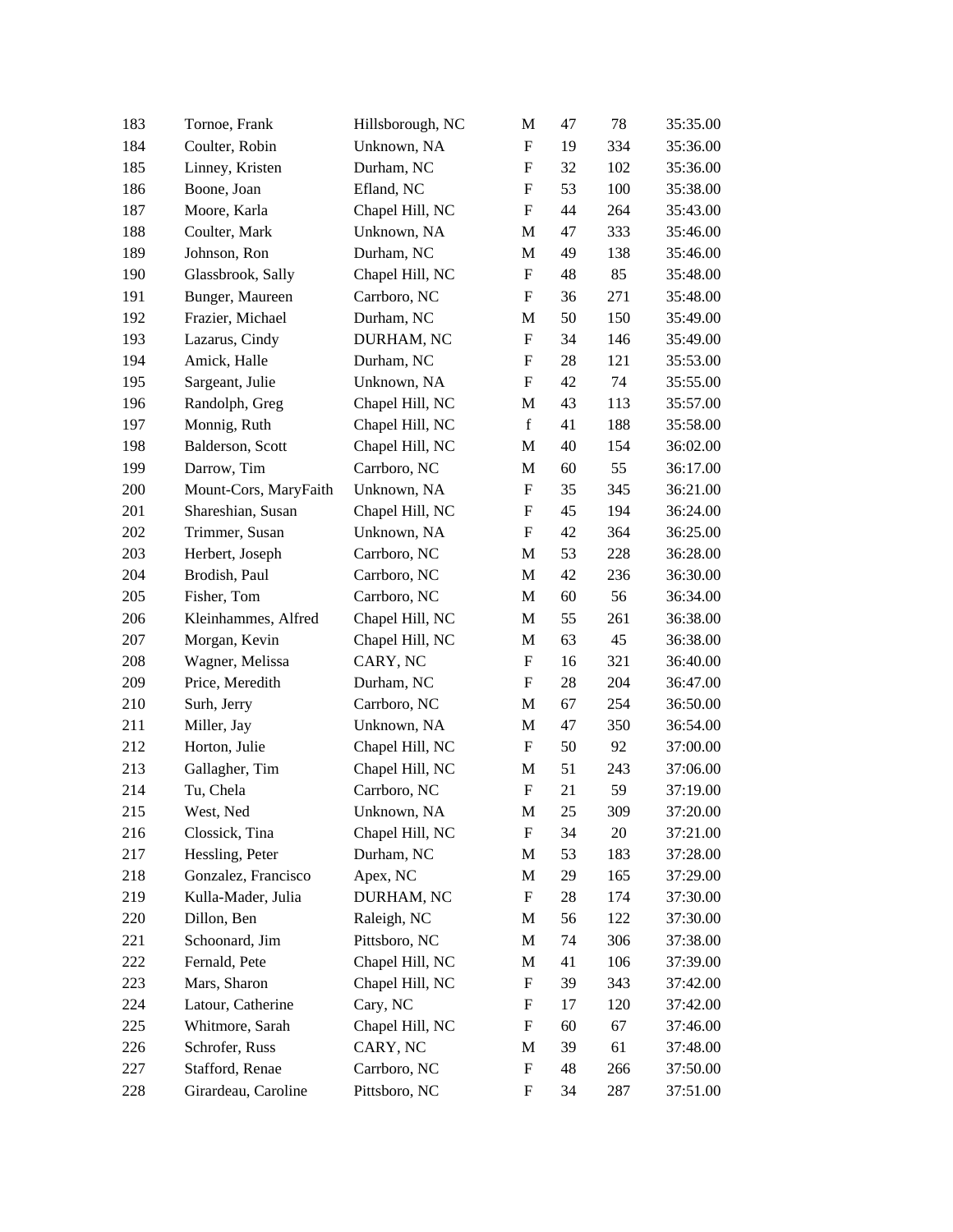| | | | | | | |
|---|---|---|---|---|---|---|
| 183 | Tornoe, Frank | Hillsborough, NC | M | 47 | 78 | 35:35.00 |
| 184 | Coulter, Robin | Unknown, NA | F | 19 | 334 | 35:36.00 |
| 185 | Linney, Kristen | Durham, NC | F | 32 | 102 | 35:36.00 |
| 186 | Boone, Joan | Efland, NC | F | 53 | 100 | 35:38.00 |
| 187 | Moore, Karla | Chapel Hill, NC | F | 44 | 264 | 35:43.00 |
| 188 | Coulter, Mark | Unknown, NA | M | 47 | 333 | 35:46.00 |
| 189 | Johnson, Ron | Durham, NC | M | 49 | 138 | 35:46.00 |
| 190 | Glassbrook, Sally | Chapel Hill, NC | F | 48 | 85 | 35:48.00 |
| 191 | Bunger, Maureen | Carrboro, NC | F | 36 | 271 | 35:48.00 |
| 192 | Frazier, Michael | Durham, NC | M | 50 | 150 | 35:49.00 |
| 193 | Lazarus, Cindy | DURHAM, NC | F | 34 | 146 | 35:49.00 |
| 194 | Amick, Halle | Durham, NC | F | 28 | 121 | 35:53.00 |
| 195 | Sargeant, Julie | Unknown, NA | F | 42 | 74 | 35:55.00 |
| 196 | Randolph, Greg | Chapel Hill, NC | M | 43 | 113 | 35:57.00 |
| 197 | Monnig, Ruth | Chapel Hill, NC | f | 41 | 188 | 35:58.00 |
| 198 | Balderson, Scott | Chapel Hill, NC | M | 40 | 154 | 36:02.00 |
| 199 | Darrow, Tim | Carrboro, NC | M | 60 | 55 | 36:17.00 |
| 200 | Mount-Cors, MaryFaith | Unknown, NA | F | 35 | 345 | 36:21.00 |
| 201 | Shareshian, Susan | Chapel Hill, NC | F | 45 | 194 | 36:24.00 |
| 202 | Trimmer, Susan | Unknown, NA | F | 42 | 364 | 36:25.00 |
| 203 | Herbert, Joseph | Carrboro, NC | M | 53 | 228 | 36:28.00 |
| 204 | Brodish, Paul | Carrboro, NC | M | 42 | 236 | 36:30.00 |
| 205 | Fisher, Tom | Carrboro, NC | M | 60 | 56 | 36:34.00 |
| 206 | Kleinhammes, Alfred | Chapel Hill, NC | M | 55 | 261 | 36:38.00 |
| 207 | Morgan, Kevin | Chapel Hill, NC | M | 63 | 45 | 36:38.00 |
| 208 | Wagner, Melissa | CARY, NC | F | 16 | 321 | 36:40.00 |
| 209 | Price, Meredith | Durham, NC | F | 28 | 204 | 36:47.00 |
| 210 | Surh, Jerry | Carrboro, NC | M | 67 | 254 | 36:50.00 |
| 211 | Miller, Jay | Unknown, NA | M | 47 | 350 | 36:54.00 |
| 212 | Horton, Julie | Chapel Hill, NC | F | 50 | 92 | 37:00.00 |
| 213 | Gallagher, Tim | Chapel Hill, NC | M | 51 | 243 | 37:06.00 |
| 214 | Tu, Chela | Carrboro, NC | F | 21 | 59 | 37:19.00 |
| 215 | West, Ned | Unknown, NA | M | 25 | 309 | 37:20.00 |
| 216 | Clossick, Tina | Chapel Hill, NC | F | 34 | 20 | 37:21.00 |
| 217 | Hessling, Peter | Durham, NC | M | 53 | 183 | 37:28.00 |
| 218 | Gonzalez, Francisco | Apex, NC | M | 29 | 165 | 37:29.00 |
| 219 | Kulla-Mader, Julia | DURHAM, NC | F | 28 | 174 | 37:30.00 |
| 220 | Dillon, Ben | Raleigh, NC | M | 56 | 122 | 37:30.00 |
| 221 | Schoonard, Jim | Pittsboro, NC | M | 74 | 306 | 37:38.00 |
| 222 | Fernald, Pete | Chapel Hill, NC | M | 41 | 106 | 37:39.00 |
| 223 | Mars, Sharon | Chapel Hill, NC | F | 39 | 343 | 37:42.00 |
| 224 | Latour, Catherine | Cary, NC | F | 17 | 120 | 37:42.00 |
| 225 | Whitmore, Sarah | Chapel Hill, NC | F | 60 | 67 | 37:46.00 |
| 226 | Schrofer, Russ | CARY, NC | M | 39 | 61 | 37:48.00 |
| 227 | Stafford, Renae | Carrboro, NC | F | 48 | 266 | 37:50.00 |
| 228 | Girardeau, Caroline | Pittsboro, NC | F | 34 | 287 | 37:51.00 |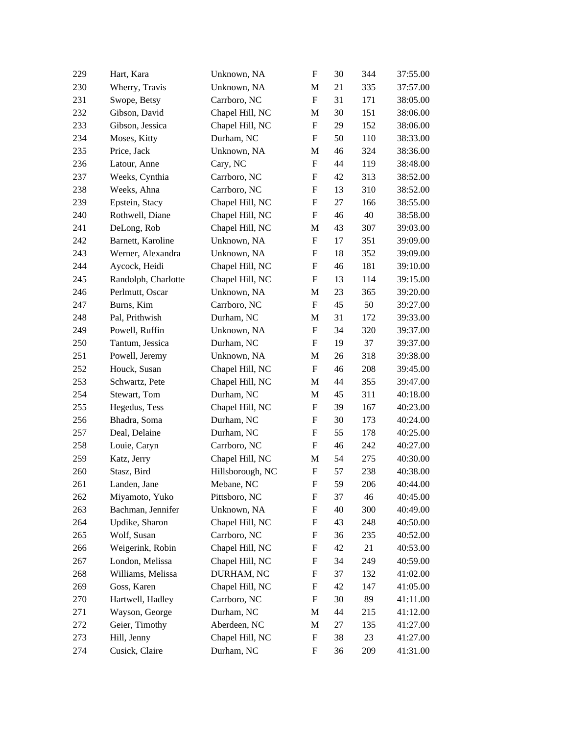| | | | | | | |
|---|---|---|---|---|---|---|
| 229 | Hart, Kara | Unknown, NA | F | 30 | 344 | 37:55.00 |
| 230 | Wherry, Travis | Unknown, NA | M | 21 | 335 | 37:57.00 |
| 231 | Swope, Betsy | Carrboro, NC | F | 31 | 171 | 38:05.00 |
| 232 | Gibson, David | Chapel Hill, NC | M | 30 | 151 | 38:06.00 |
| 233 | Gibson, Jessica | Chapel Hill, NC | F | 29 | 152 | 38:06.00 |
| 234 | Moses, Kitty | Durham, NC | F | 50 | 110 | 38:33.00 |
| 235 | Price, Jack | Unknown, NA | M | 46 | 324 | 38:36.00 |
| 236 | Latour, Anne | Cary, NC | F | 44 | 119 | 38:48.00 |
| 237 | Weeks, Cynthia | Carrboro, NC | F | 42 | 313 | 38:52.00 |
| 238 | Weeks, Ahna | Carrboro, NC | F | 13 | 310 | 38:52.00 |
| 239 | Epstein, Stacy | Chapel Hill, NC | F | 27 | 166 | 38:55.00 |
| 240 | Rothwell, Diane | Chapel Hill, NC | F | 46 | 40 | 38:58.00 |
| 241 | DeLong, Rob | Chapel Hill, NC | M | 43 | 307 | 39:03.00 |
| 242 | Barnett, Karoline | Unknown, NA | F | 17 | 351 | 39:09.00 |
| 243 | Werner, Alexandra | Unknown, NA | F | 18 | 352 | 39:09.00 |
| 244 | Aycock, Heidi | Chapel Hill, NC | F | 46 | 181 | 39:10.00 |
| 245 | Randolph, Charlotte | Chapel Hill, NC | F | 13 | 114 | 39:15.00 |
| 246 | Perlmutt, Oscar | Unknown, NA | M | 23 | 365 | 39:20.00 |
| 247 | Burns, Kim | Carrboro, NC | F | 45 | 50 | 39:27.00 |
| 248 | Pal, Prithwish | Durham, NC | M | 31 | 172 | 39:33.00 |
| 249 | Powell, Ruffin | Unknown, NA | F | 34 | 320 | 39:37.00 |
| 250 | Tantum, Jessica | Durham, NC | F | 19 | 37 | 39:37.00 |
| 251 | Powell, Jeremy | Unknown, NA | M | 26 | 318 | 39:38.00 |
| 252 | Houck, Susan | Chapel Hill, NC | F | 46 | 208 | 39:45.00 |
| 253 | Schwartz, Pete | Chapel Hill, NC | M | 44 | 355 | 39:47.00 |
| 254 | Stewart, Tom | Durham, NC | M | 45 | 311 | 40:18.00 |
| 255 | Hegedus, Tess | Chapel Hill, NC | F | 39 | 167 | 40:23.00 |
| 256 | Bhadra, Soma | Durham, NC | F | 30 | 173 | 40:24.00 |
| 257 | Deal, Delaine | Durham, NC | F | 55 | 178 | 40:25.00 |
| 258 | Louie, Caryn | Carrboro, NC | F | 46 | 242 | 40:27.00 |
| 259 | Katz, Jerry | Chapel Hill, NC | M | 54 | 275 | 40:30.00 |
| 260 | Stasz, Bird | Hillsborough, NC | F | 57 | 238 | 40:38.00 |
| 261 | Landen, Jane | Mebane, NC | F | 59 | 206 | 40:44.00 |
| 262 | Miyamoto, Yuko | Pittsboro, NC | F | 37 | 46 | 40:45.00 |
| 263 | Bachman, Jennifer | Unknown, NA | F | 40 | 300 | 40:49.00 |
| 264 | Updike, Sharon | Chapel Hill, NC | F | 43 | 248 | 40:50.00 |
| 265 | Wolf, Susan | Carrboro, NC | F | 36 | 235 | 40:52.00 |
| 266 | Weigerink, Robin | Chapel Hill, NC | F | 42 | 21 | 40:53.00 |
| 267 | London, Melissa | Chapel Hill, NC | F | 34 | 249 | 40:59.00 |
| 268 | Williams, Melissa | DURHAM, NC | F | 37 | 132 | 41:02.00 |
| 269 | Goss, Karen | Chapel Hill, NC | F | 42 | 147 | 41:05.00 |
| 270 | Hartwell, Hadley | Carrboro, NC | F | 30 | 89 | 41:11.00 |
| 271 | Wayson, George | Durham, NC | M | 44 | 215 | 41:12.00 |
| 272 | Geier, Timothy | Aberdeen, NC | M | 27 | 135 | 41:27.00 |
| 273 | Hill, Jenny | Chapel Hill, NC | F | 38 | 23 | 41:27.00 |
| 274 | Cusick, Claire | Durham, NC | F | 36 | 209 | 41:31.00 |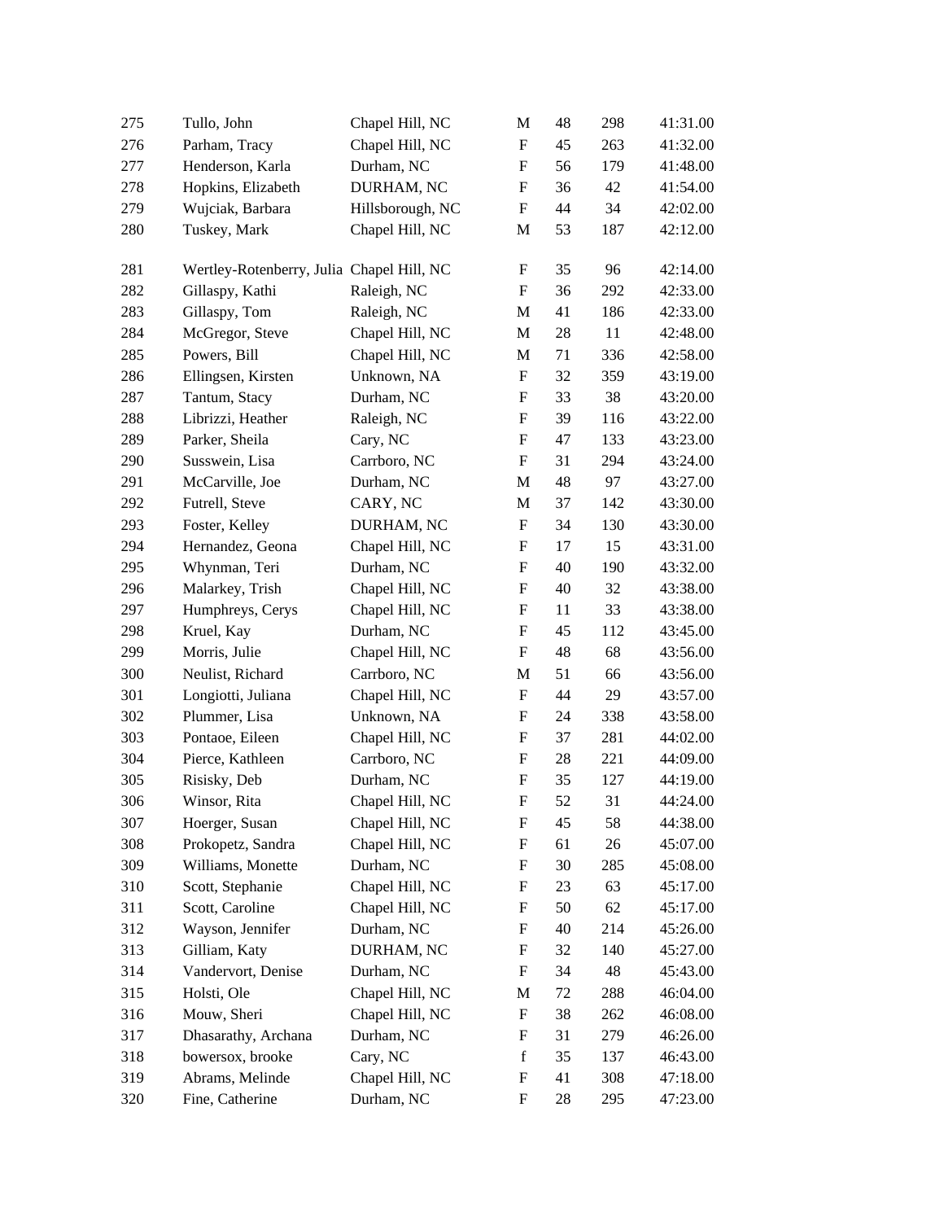| | | | | | | |
|---|---|---|---|---|---|---|
| 275 | Tullo, John | Chapel Hill, NC | M | 48 | 298 | 41:31.00 |
| 276 | Parham, Tracy | Chapel Hill, NC | F | 45 | 263 | 41:32.00 |
| 277 | Henderson, Karla | Durham, NC | F | 56 | 179 | 41:48.00 |
| 278 | Hopkins, Elizabeth | DURHAM, NC | F | 36 | 42 | 41:54.00 |
| 279 | Wujciak, Barbara | Hillsborough, NC | F | 44 | 34 | 42:02.00 |
| 280 | Tuskey, Mark | Chapel Hill, NC | M | 53 | 187 | 42:12.00 |
| 281 | Wertley-Rotenberry, Julia | Chapel Hill, NC | F | 35 | 96 | 42:14.00 |
| 282 | Gillaspy, Kathi | Raleigh, NC | F | 36 | 292 | 42:33.00 |
| 283 | Gillaspy, Tom | Raleigh, NC | M | 41 | 186 | 42:33.00 |
| 284 | McGregor, Steve | Chapel Hill, NC | M | 28 | 11 | 42:48.00 |
| 285 | Powers, Bill | Chapel Hill, NC | M | 71 | 336 | 42:58.00 |
| 286 | Ellingsen, Kirsten | Unknown, NA | F | 32 | 359 | 43:19.00 |
| 287 | Tantum, Stacy | Durham, NC | F | 33 | 38 | 43:20.00 |
| 288 | Librizzi, Heather | Raleigh, NC | F | 39 | 116 | 43:22.00 |
| 289 | Parker, Sheila | Cary, NC | F | 47 | 133 | 43:23.00 |
| 290 | Susswein, Lisa | Carrboro, NC | F | 31 | 294 | 43:24.00 |
| 291 | McCarville, Joe | Durham, NC | M | 48 | 97 | 43:27.00 |
| 292 | Futrell, Steve | CARY, NC | M | 37 | 142 | 43:30.00 |
| 293 | Foster, Kelley | DURHAM, NC | F | 34 | 130 | 43:30.00 |
| 294 | Hernandez, Geona | Chapel Hill, NC | F | 17 | 15 | 43:31.00 |
| 295 | Whynman, Teri | Durham, NC | F | 40 | 190 | 43:32.00 |
| 296 | Malarkey, Trish | Chapel Hill, NC | F | 40 | 32 | 43:38.00 |
| 297 | Humphreys, Cerys | Chapel Hill, NC | F | 11 | 33 | 43:38.00 |
| 298 | Kruel, Kay | Durham, NC | F | 45 | 112 | 43:45.00 |
| 299 | Morris, Julie | Chapel Hill, NC | F | 48 | 68 | 43:56.00 |
| 300 | Neulist, Richard | Carrboro, NC | M | 51 | 66 | 43:56.00 |
| 301 | Longiotti, Juliana | Chapel Hill, NC | F | 44 | 29 | 43:57.00 |
| 302 | Plummer, Lisa | Unknown, NA | F | 24 | 338 | 43:58.00 |
| 303 | Pontaoe, Eileen | Chapel Hill, NC | F | 37 | 281 | 44:02.00 |
| 304 | Pierce, Kathleen | Carrboro, NC | F | 28 | 221 | 44:09.00 |
| 305 | Risisky, Deb | Durham, NC | F | 35 | 127 | 44:19.00 |
| 306 | Winsor, Rita | Chapel Hill, NC | F | 52 | 31 | 44:24.00 |
| 307 | Hoerger, Susan | Chapel Hill, NC | F | 45 | 58 | 44:38.00 |
| 308 | Prokopetz, Sandra | Chapel Hill, NC | F | 61 | 26 | 45:07.00 |
| 309 | Williams, Monette | Durham, NC | F | 30 | 285 | 45:08.00 |
| 310 | Scott, Stephanie | Chapel Hill, NC | F | 23 | 63 | 45:17.00 |
| 311 | Scott, Caroline | Chapel Hill, NC | F | 50 | 62 | 45:17.00 |
| 312 | Wayson, Jennifer | Durham, NC | F | 40 | 214 | 45:26.00 |
| 313 | Gilliam, Katy | DURHAM, NC | F | 32 | 140 | 45:27.00 |
| 314 | Vandervort, Denise | Durham, NC | F | 34 | 48 | 45:43.00 |
| 315 | Holsti, Ole | Chapel Hill, NC | M | 72 | 288 | 46:04.00 |
| 316 | Mouw, Sheri | Chapel Hill, NC | F | 38 | 262 | 46:08.00 |
| 317 | Dhasarathy, Archana | Durham, NC | F | 31 | 279 | 46:26.00 |
| 318 | bowersox, brooke | Cary, NC | f | 35 | 137 | 46:43.00 |
| 319 | Abrams, Melinde | Chapel Hill, NC | F | 41 | 308 | 47:18.00 |
| 320 | Fine, Catherine | Durham, NC | F | 28 | 295 | 47:23.00 |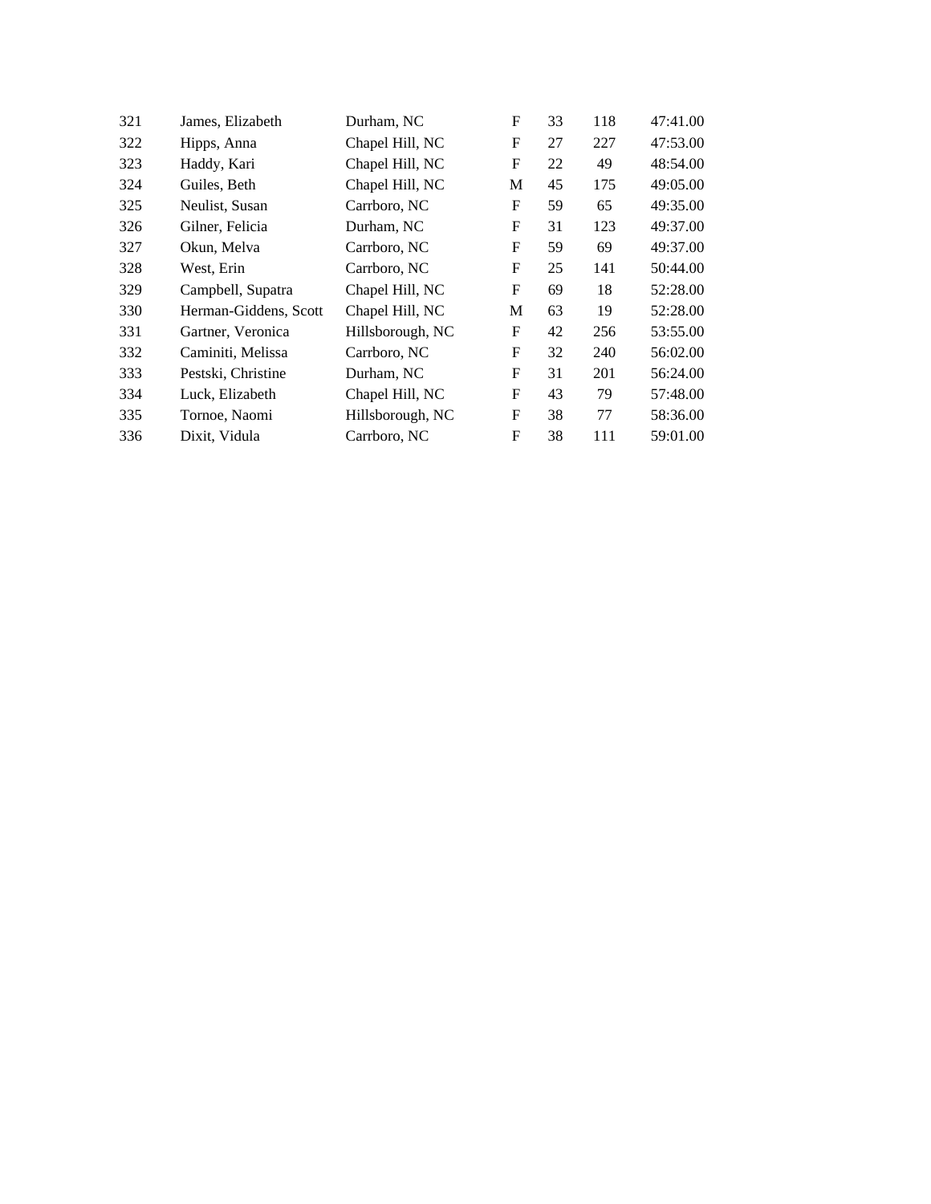| | | | | | | |
|---|---|---|---|---|---|---|
| 321 | James, Elizabeth | Durham, NC | F | 33 | 118 | 47:41.00 |
| 322 | Hipps, Anna | Chapel Hill, NC | F | 27 | 227 | 47:53.00 |
| 323 | Haddy, Kari | Chapel Hill, NC | F | 22 | 49 | 48:54.00 |
| 324 | Guiles, Beth | Chapel Hill, NC | M | 45 | 175 | 49:05.00 |
| 325 | Neulist, Susan | Carrboro, NC | F | 59 | 65 | 49:35.00 |
| 326 | Gilner, Felicia | Durham, NC | F | 31 | 123 | 49:37.00 |
| 327 | Okun, Melva | Carrboro, NC | F | 59 | 69 | 49:37.00 |
| 328 | West, Erin | Carrboro, NC | F | 25 | 141 | 50:44.00 |
| 329 | Campbell, Supatra | Chapel Hill, NC | F | 69 | 18 | 52:28.00 |
| 330 | Herman-Giddens, Scott | Chapel Hill, NC | M | 63 | 19 | 52:28.00 |
| 331 | Gartner, Veronica | Hillsborough, NC | F | 42 | 256 | 53:55.00 |
| 332 | Caminiti, Melissa | Carrboro, NC | F | 32 | 240 | 56:02.00 |
| 333 | Pestski, Christine | Durham, NC | F | 31 | 201 | 56:24.00 |
| 334 | Luck, Elizabeth | Chapel Hill, NC | F | 43 | 79 | 57:48.00 |
| 335 | Tornoe, Naomi | Hillsborough, NC | F | 38 | 77 | 58:36.00 |
| 336 | Dixit, Vidula | Carrboro, NC | F | 38 | 111 | 59:01.00 |